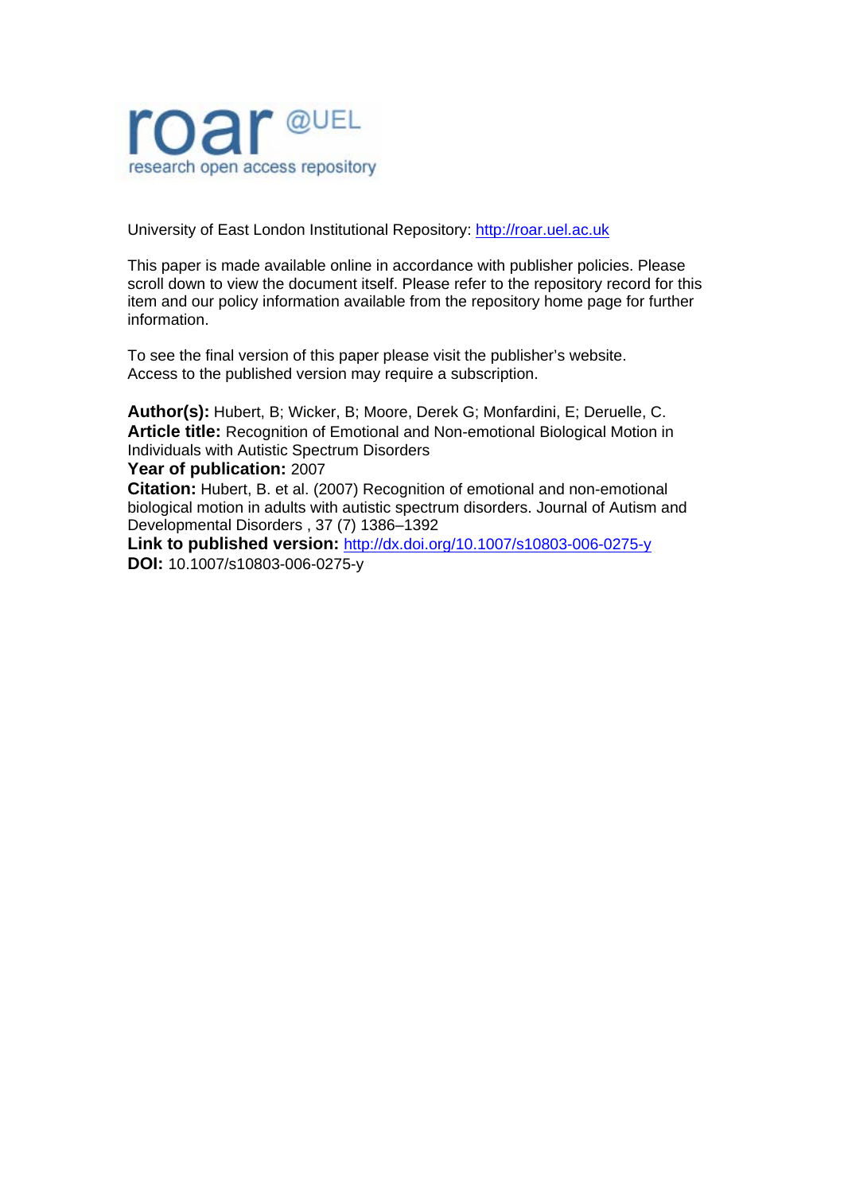roar @UEL
research open access repository

University of East London Institutional Repository: http://roar.uel.ac.uk

This paper is made available online in accordance with publisher policies. Please scroll down to view the document itself. Please refer to the repository record for this item and our policy information available from the repository home page for further information.

To see the final version of this paper please visit the publisher's website. Access to the published version may require a subscription.

**Author(s):** Hubert, B; Wicker, B; Moore, Derek G; Monfardini, E; Deruelle, C.
**Article title:** Recognition of Emotional and Non-emotional Biological Motion in Individuals with Autistic Spectrum Disorders
**Year of publication:** 2007
**Citation:** Hubert, B. et al. (2007) Recognition of emotional and non-emotional biological motion in adults with autistic spectrum disorders. Journal of Autism and Developmental Disorders , 37 (7) 1386–1392
**Link to published version:** http://dx.doi.org/10.1007/s10803-006-0275-y
**DOI:** 10.1007/s10803-006-0275-y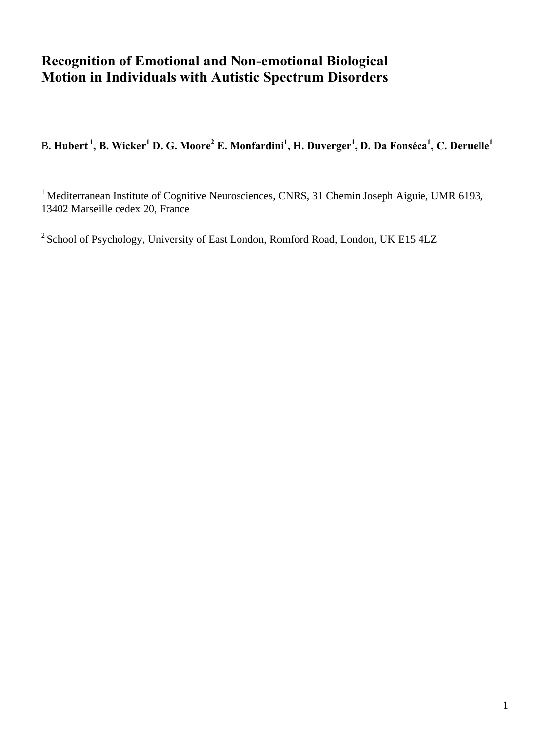# Recognition of Emotional and Non-emotional Biological Motion in Individuals with Autistic Spectrum Disorders

**B. Hubert [1], B. Wicker[1] D. G. Moore[2] E. Monfardini[1], H. Duverger[1], D. Da Fonséca[1], C. Deruelle[1]**

[1] Mediterranean Institute of Cognitive Neurosciences, CNRS, 31 Chemin Joseph Aiguie, UMR 6193, 13402 Marseille cedex 20, France

[2] School of Psychology, University of East London, Romford Road, London, UK E15 4LZ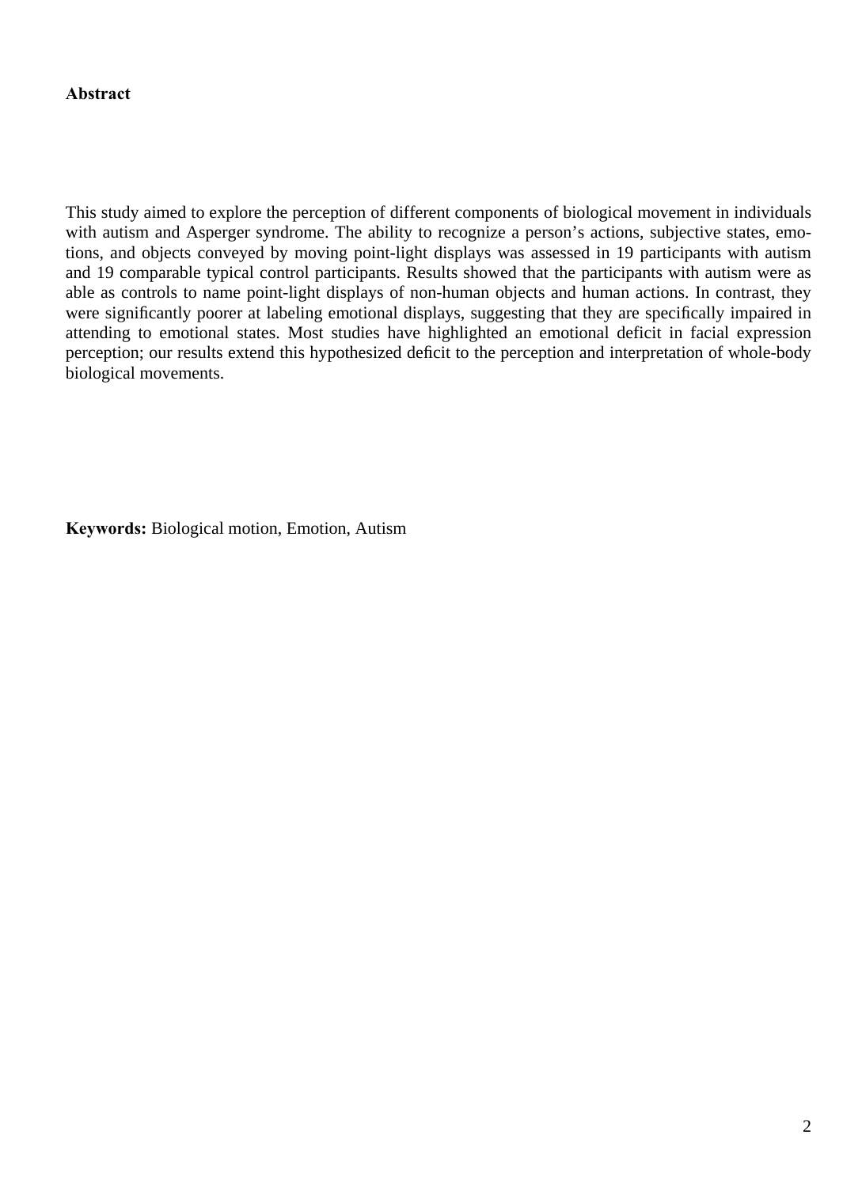**Abstract**

This study aimed to explore the perception of different components of biological movement in individuals with autism and Asperger syndrome. The ability to recognize a person's actions, subjective states, emotions, and objects conveyed by moving point-light displays was assessed in 19 participants with autism and 19 comparable typical control participants. Results showed that the participants with autism were as able as controls to name point-light displays of non-human objects and human actions. In contrast, they were significantly poorer at labeling emotional displays, suggesting that they are specifically impaired in attending to emotional states. Most studies have highlighted an emotional deficit in facial expression perception; our results extend this hypothesized deficit to the perception and interpretation of whole-body biological movements.

**Keywords:** Biological motion, Emotion, Autism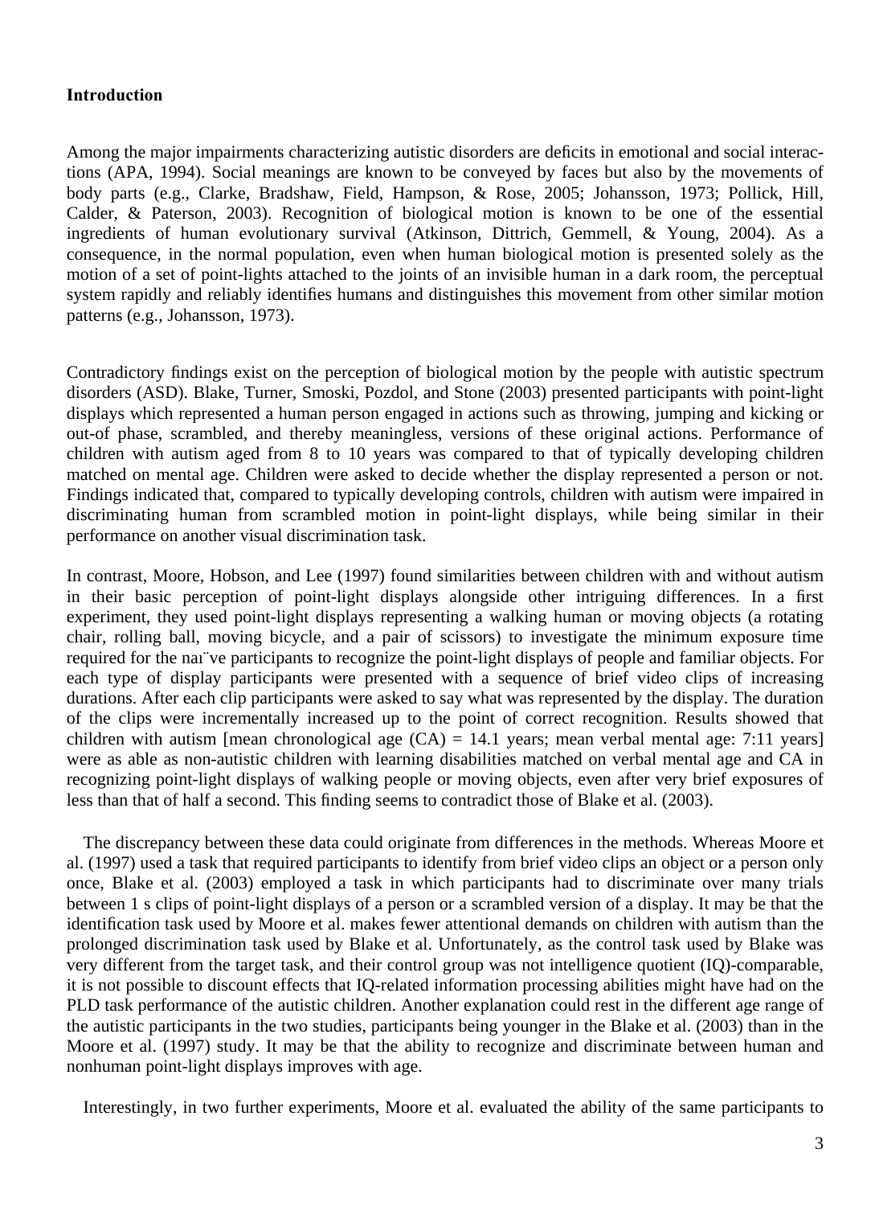## Introduction

Among the major impairments characterizing autistic disorders are deficits in emotional and social interactions (APA, 1994). Social meanings are known to be conveyed by faces but also by the movements of body parts (e.g., Clarke, Bradshaw, Field, Hampson, & Rose, 2005; Johansson, 1973; Pollick, Hill, Calder, & Paterson, 2003). Recognition of biological motion is known to be one of the essential ingredients of human evolutionary survival (Atkinson, Dittrich, Gemmell, & Young, 2004). As a consequence, in the normal population, even when human biological motion is presented solely as the motion of a set of point-lights attached to the joints of an invisible human in a dark room, the perceptual system rapidly and reliably identifies humans and distinguishes this movement from other similar motion patterns (e.g., Johansson, 1973).

Contradictory findings exist on the perception of biological motion by the people with autistic spectrum disorders (ASD). Blake, Turner, Smoski, Pozdol, and Stone (2003) presented participants with point-light displays which represented a human person engaged in actions such as throwing, jumping and kicking or out-of phase, scrambled, and thereby meaningless, versions of these original actions. Performance of children with autism aged from 8 to 10 years was compared to that of typically developing children matched on mental age. Children were asked to decide whether the display represented a person or not. Findings indicated that, compared to typically developing controls, children with autism were impaired in discriminating human from scrambled motion in point-light displays, while being similar in their performance on another visual discrimination task.

In contrast, Moore, Hobson, and Lee (1997) found similarities between children with and without autism in their basic perception of point-light displays alongside other intriguing differences. In a first experiment, they used point-light displays representing a walking human or moving objects (a rotating chair, rolling ball, moving bicycle, and a pair of scissors) to investigate the minimum exposure time required for the naı¨ve participants to recognize the point-light displays of people and familiar objects. For each type of display participants were presented with a sequence of brief video clips of increasing durations. After each clip participants were asked to say what was represented by the display. The duration of the clips were incrementally increased up to the point of correct recognition. Results showed that children with autism [mean chronological age (CA) = 14.1 years; mean verbal mental age: 7:11 years] were as able as non-autistic children with learning disabilities matched on verbal mental age and CA in recognizing point-light displays of walking people or moving objects, even after very brief exposures of less than that of half a second. This finding seems to contradict those of Blake et al. (2003).

The discrepancy between these data could originate from differences in the methods. Whereas Moore et al. (1997) used a task that required participants to identify from brief video clips an object or a person only once, Blake et al. (2003) employed a task in which participants had to discriminate over many trials between 1 s clips of point-light displays of a person or a scrambled version of a display. It may be that the identification task used by Moore et al. makes fewer attentional demands on children with autism than the prolonged discrimination task used by Blake et al. Unfortunately, as the control task used by Blake was very different from the target task, and their control group was not intelligence quotient (IQ)-comparable, it is not possible to discount effects that IQ-related information processing abilities might have had on the PLD task performance of the autistic children. Another explanation could rest in the different age range of the autistic participants in the two studies, participants being younger in the Blake et al. (2003) than in the Moore et al. (1997) study. It may be that the ability to recognize and discriminate between human and nonhuman point-light displays improves with age.

Interestingly, in two further experiments, Moore et al. evaluated the ability of the same participants to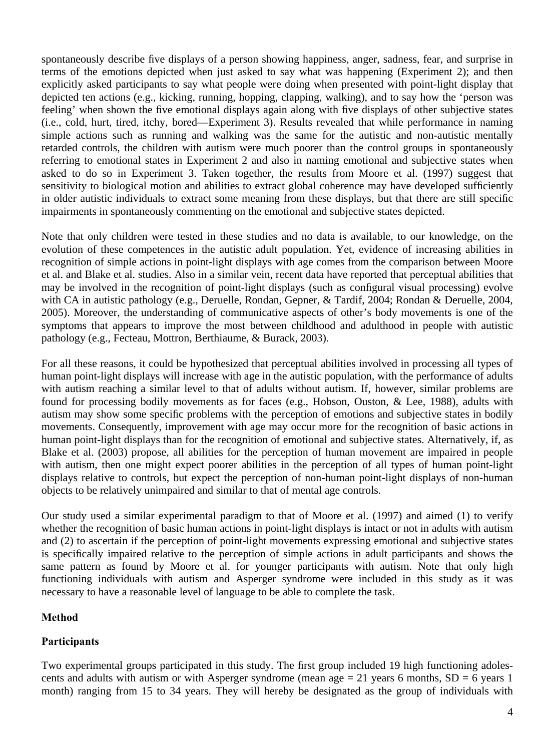spontaneously describe five displays of a person showing happiness, anger, sadness, fear, and surprise in terms of the emotions depicted when just asked to say what was happening (Experiment 2); and then explicitly asked participants to say what people were doing when presented with point-light display that depicted ten actions (e.g., kicking, running, hopping, clapping, walking), and to say how the 'person was feeling' when shown the five emotional displays again along with five displays of other subjective states (i.e., cold, hurt, tired, itchy, bored—Experiment 3). Results revealed that while performance in naming simple actions such as running and walking was the same for the autistic and non-autistic mentally retarded controls, the children with autism were much poorer than the control groups in spontaneously referring to emotional states in Experiment 2 and also in naming emotional and subjective states when asked to do so in Experiment 3. Taken together, the results from Moore et al. (1997) suggest that sensitivity to biological motion and abilities to extract global coherence may have developed sufficiently in older autistic individuals to extract some meaning from these displays, but that there are still specific impairments in spontaneously commenting on the emotional and subjective states depicted.

Note that only children were tested in these studies and no data is available, to our knowledge, on the evolution of these competences in the autistic adult population. Yet, evidence of increasing abilities in recognition of simple actions in point-light displays with age comes from the comparison between Moore et al. and Blake et al. studies. Also in a similar vein, recent data have reported that perceptual abilities that may be involved in the recognition of point-light displays (such as configural visual processing) evolve with CA in autistic pathology (e.g., Deruelle, Rondan, Gepner, & Tardif, 2004; Rondan & Deruelle, 2004, 2005). Moreover, the understanding of communicative aspects of other's body movements is one of the symptoms that appears to improve the most between childhood and adulthood in people with autistic pathology (e.g., Fecteau, Mottron, Berthiaume, & Burack, 2003).

For all these reasons, it could be hypothesized that perceptual abilities involved in processing all types of human point-light displays will increase with age in the autistic population, with the performance of adults with autism reaching a similar level to that of adults without autism. If, however, similar problems are found for processing bodily movements as for faces (e.g., Hobson, Ouston, & Lee, 1988), adults with autism may show some specific problems with the perception of emotions and subjective states in bodily movements. Consequently, improvement with age may occur more for the recognition of basic actions in human point-light displays than for the recognition of emotional and subjective states. Alternatively, if, as Blake et al. (2003) propose, all abilities for the perception of human movement are impaired in people with autism, then one might expect poorer abilities in the perception of all types of human point-light displays relative to controls, but expect the perception of non-human point-light displays of non-human objects to be relatively unimpaired and similar to that of mental age controls.

Our study used a similar experimental paradigm to that of Moore et al. (1997) and aimed (1) to verify whether the recognition of basic human actions in point-light displays is intact or not in adults with autism and (2) to ascertain if the perception of point-light movements expressing emotional and subjective states is specifically impaired relative to the perception of simple actions in adult participants and shows the same pattern as found by Moore et al. for younger participants with autism. Note that only high functioning individuals with autism and Asperger syndrome were included in this study as it was necessary to have a reasonable level of language to be able to complete the task.

## Method

### Participants

Two experimental groups participated in this study. The first group included 19 high functioning adolescents and adults with autism or with Asperger syndrome (mean age = 21 years 6 months, SD = 6 years 1 month) ranging from 15 to 34 years. They will hereby be designated as the group of individuals with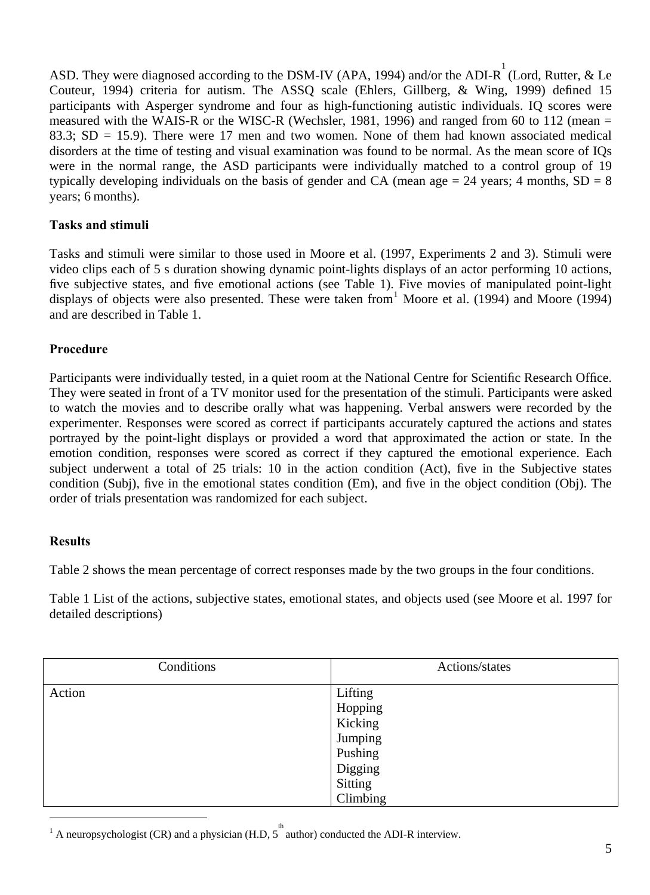ASD. They were diagnosed according to the DSM-IV (APA, 1994) and/or the ADI-R[1] (Lord, Rutter, & Le Couteur, 1994) criteria for autism. The ASSQ scale (Ehlers, Gillberg, & Wing, 1999) defined 15 participants with Asperger syndrome and four as high-functioning autistic individuals. IQ scores were measured with the WAIS-R or the WISC-R (Wechsler, 1981, 1996) and ranged from 60 to 112 (mean = 83.3; SD = 15.9). There were 17 men and two women. None of them had known associated medical disorders at the time of testing and visual examination was found to be normal. As the mean score of IQs were in the normal range, the ASD participants were individually matched to a control group of 19 typically developing individuals on the basis of gender and CA (mean age = 24 years; 4 months, SD = 8 years; 6 months).

### Tasks and stimuli

Tasks and stimuli were similar to those used in Moore et al. (1997, Experiments 2 and 3). Stimuli were video clips each of 5 s duration showing dynamic point-lights displays of an actor performing 10 actions, five subjective states, and five emotional actions (see Table 1). Five movies of manipulated point-light displays of objects were also presented. These were taken from[1] Moore et al. (1994) and Moore (1994) and are described in Table 1.

### Procedure

Participants were individually tested, in a quiet room at the National Centre for Scientific Research Office. They were seated in front of a TV monitor used for the presentation of the stimuli. Participants were asked to watch the movies and to describe orally what was happening. Verbal answers were recorded by the experimenter. Responses were scored as correct if participants accurately captured the actions and states portrayed by the point-light displays or provided a word that approximated the action or state. In the emotion condition, responses were scored as correct if they captured the emotional experience. Each subject underwent a total of 25 trials: 10 in the action condition (Act), five in the Subjective states condition (Subj), five in the emotional states condition (Em), and five in the object condition (Obj). The order of trials presentation was randomized for each subject.

### Results

Table 2 shows the mean percentage of correct responses made by the two groups in the four conditions.

Table 1 List of the actions, subjective states, emotional states, and objects used (see Moore et al. 1997 for detailed descriptions)

| Conditions | Actions/states |
|---|---|
| Action | Lifting<br>Hopping<br>Kicking<br>Jumping<br>Pushing<br>Digging<br>Sitting<br>Climbing |

[1] A neuropsychologist (CR) and a physician (H.D, 5th author) conducted the ADI-R interview.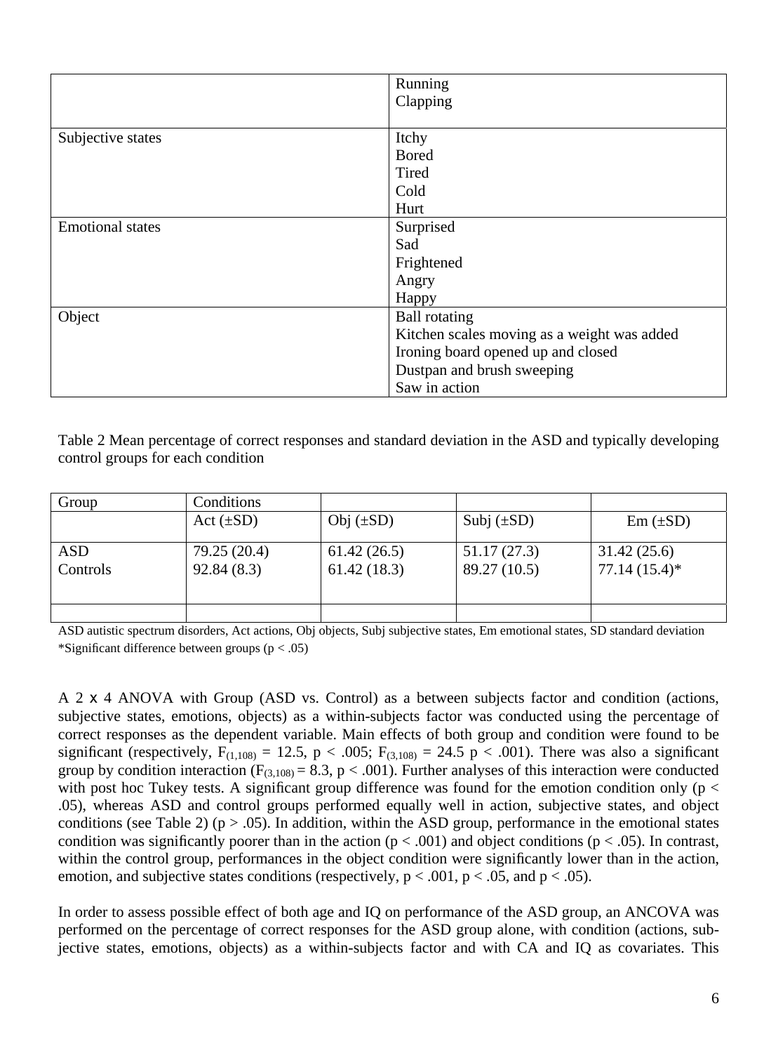| | |
|---|---|
| | Running<br>Clapping |
| Subjective states | Itchy<br>Bored<br>Tired<br>Cold<br>Hurt |
| Emotional states | Surprised<br>Sad<br>Frightened<br>Angry<br>Happy |
| Object | Ball rotating<br>Kitchen scales moving as a weight was added<br>Ironing board opened up and closed<br>Dustpan and brush sweeping<br>Saw in action |

Table 2 Mean percentage of correct responses and standard deviation in the ASD and typically developing control groups for each condition

| Group | Conditions | | | |
|---|---|---|---|---|
| | Act (±SD) | Obj (±SD) | Subj (±SD) | Em (±SD) |
| ASD | 79.25 (20.4) | 61.42 (26.5) | 51.17 (27.3) | 31.42 (25.6) |
| Controls | 92.84 (8.3) | 61.42 (18.3) | 89.27 (10.5) | 77.14 (15.4)* |

ASD autistic spectrum disorders, Act actions, Obj objects, Subj subjective states, Em emotional states, SD standard deviation
*Significant difference between groups ($p < .05$)

A 2 x 4 ANOVA with Group (ASD vs. Control) as a between subjects factor and condition (actions, subjective states, emotions, objects) as a within-subjects factor was conducted using the percentage of correct responses as the dependent variable. Main effects of both group and condition were found to be significant (respectively, $F_{(1,108)} = 12.5$, $p < .005$; $F_{(3,108)} = 24.5$ $p < .001$). There was also a significant group by condition interaction ($F_{(3,108)} = 8.3$, $p < .001$). Further analyses of this interaction were conducted with post hoc Tukey tests. A significant group difference was found for the emotion condition only ($p < .05$), whereas ASD and control groups performed equally well in action, subjective states, and object conditions (see Table 2) ($p > .05$). In addition, within the ASD group, performance in the emotional states condition was significantly poorer than in the action ($p < .001$) and object conditions ($p < .05$). In contrast, within the control group, performances in the object condition were significantly lower than in the action, emotion, and subjective states conditions (respectively, $p < .001$, $p < .05$, and $p < .05$).

In order to assess possible effect of both age and IQ on performance of the ASD group, an ANCOVA was performed on the percentage of correct responses for the ASD group alone, with condition (actions, subjective states, emotions, objects) as a within-subjects factor and with CA and IQ as covariates. This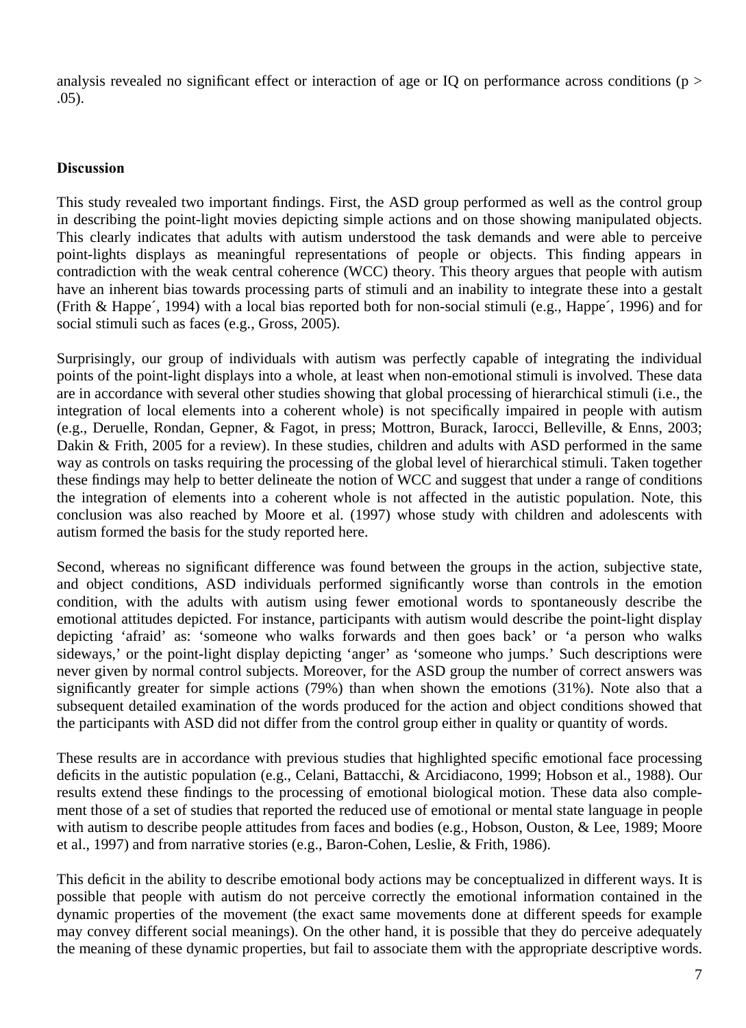analysis revealed no significant effect or interaction of age or IQ on performance across conditions ($p > .05$).

## Discussion

This study revealed two important findings. First, the ASD group performed as well as the control group in describing the point-light movies depicting simple actions and on those showing manipulated objects. This clearly indicates that adults with autism understood the task demands and were able to perceive point-lights displays as meaningful representations of people or objects. This finding appears in contradiction with the weak central coherence (WCC) theory. This theory argues that people with autism have an inherent bias towards processing parts of stimuli and an inability to integrate these into a gestalt (Frith & Happe´, 1994) with a local bias reported both for non-social stimuli (e.g., Happe´, 1996) and for social stimuli such as faces (e.g., Gross, 2005).

Surprisingly, our group of individuals with autism was perfectly capable of integrating the individual points of the point-light displays into a whole, at least when non-emotional stimuli is involved. These data are in accordance with several other studies showing that global processing of hierarchical stimuli (i.e., the integration of local elements into a coherent whole) is not specifically impaired in people with autism (e.g., Deruelle, Rondan, Gepner, & Fagot, in press; Mottron, Burack, Iarocci, Belleville, & Enns, 2003; Dakin & Frith, 2005 for a review). In these studies, children and adults with ASD performed in the same way as controls on tasks requiring the processing of the global level of hierarchical stimuli. Taken together these findings may help to better delineate the notion of WCC and suggest that under a range of conditions the integration of elements into a coherent whole is not affected in the autistic population. Note, this conclusion was also reached by Moore et al. (1997) whose study with children and adolescents with autism formed the basis for the study reported here.

Second, whereas no significant difference was found between the groups in the action, subjective state, and object conditions, ASD individuals performed significantly worse than controls in the emotion condition, with the adults with autism using fewer emotional words to spontaneously describe the emotional attitudes depicted. For instance, participants with autism would describe the point-light display depicting 'afraid' as: 'someone who walks forwards and then goes back' or 'a person who walks sideways,' or the point-light display depicting 'anger' as 'someone who jumps.' Such descriptions were never given by normal control subjects. Moreover, for the ASD group the number of correct answers was significantly greater for simple actions (79%) than when shown the emotions (31%). Note also that a subsequent detailed examination of the words produced for the action and object conditions showed that the participants with ASD did not differ from the control group either in quality or quantity of words.

These results are in accordance with previous studies that highlighted specific emotional face processing deficits in the autistic population (e.g., Celani, Battacchi, & Arcidiacono, 1999; Hobson et al., 1988). Our results extend these findings to the processing of emotional biological motion. These data also complement those of a set of studies that reported the reduced use of emotional or mental state language in people with autism to describe people attitudes from faces and bodies (e.g., Hobson, Ouston, & Lee, 1989; Moore et al., 1997) and from narrative stories (e.g., Baron-Cohen, Leslie, & Frith, 1986).

This deficit in the ability to describe emotional body actions may be conceptualized in different ways. It is possible that people with autism do not perceive correctly the emotional information contained in the dynamic properties of the movement (the exact same movements done at different speeds for example may convey different social meanings). On the other hand, it is possible that they do perceive adequately the meaning of these dynamic properties, but fail to associate them with the appropriate descriptive words.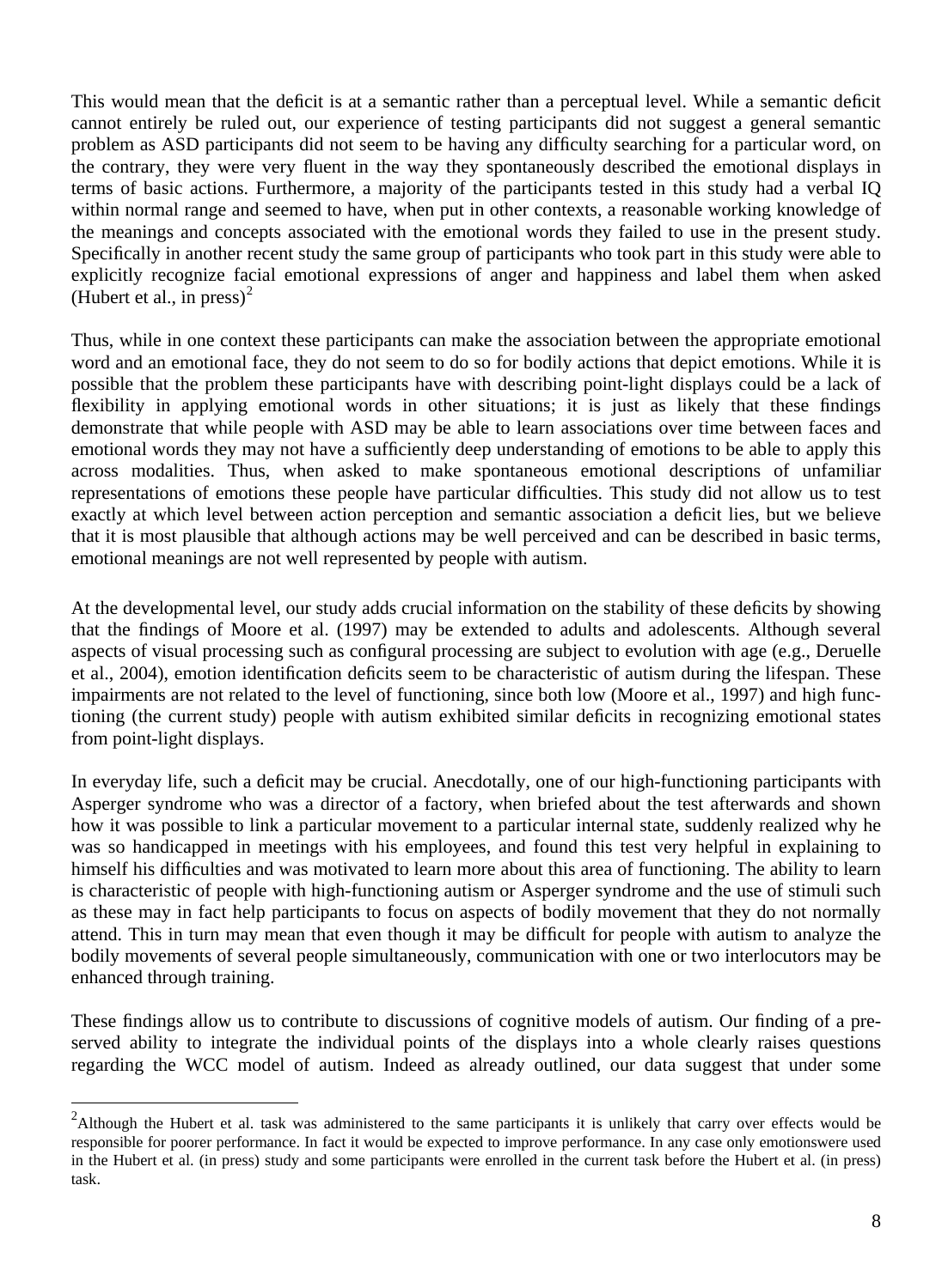This would mean that the deficit is at a semantic rather than a perceptual level. While a semantic deficit cannot entirely be ruled out, our experience of testing participants did not suggest a general semantic problem as ASD participants did not seem to be having any difficulty searching for a particular word, on the contrary, they were very fluent in the way they spontaneously described the emotional displays in terms of basic actions. Furthermore, a majority of the participants tested in this study had a verbal IQ within normal range and seemed to have, when put in other contexts, a reasonable working knowledge of the meanings and concepts associated with the emotional words they failed to use in the present study. Specifically in another recent study the same group of participants who took part in this study were able to explicitly recognize facial emotional expressions of anger and happiness and label them when asked (Hubert et al., in press)[2]

Thus, while in one context these participants can make the association between the appropriate emotional word and an emotional face, they do not seem to do so for bodily actions that depict emotions. While it is possible that the problem these participants have with describing point-light displays could be a lack of flexibility in applying emotional words in other situations; it is just as likely that these findings demonstrate that while people with ASD may be able to learn associations over time between faces and emotional words they may not have a sufficiently deep understanding of emotions to be able to apply this across modalities. Thus, when asked to make spontaneous emotional descriptions of unfamiliar representations of emotions these people have particular difficulties. This study did not allow us to test exactly at which level between action perception and semantic association a deficit lies, but we believe that it is most plausible that although actions may be well perceived and can be described in basic terms, emotional meanings are not well represented by people with autism.

At the developmental level, our study adds crucial information on the stability of these deficits by showing that the findings of Moore et al. (1997) may be extended to adults and adolescents. Although several aspects of visual processing such as configural processing are subject to evolution with age (e.g., Deruelle et al., 2004), emotion identification deficits seem to be characteristic of autism during the lifespan. These impairments are not related to the level of functioning, since both low (Moore et al., 1997) and high functioning (the current study) people with autism exhibited similar deficits in recognizing emotional states from point-light displays.

In everyday life, such a deficit may be crucial. Anecdotally, one of our high-functioning participants with Asperger syndrome who was a director of a factory, when briefed about the test afterwards and shown how it was possible to link a particular movement to a particular internal state, suddenly realized why he was so handicapped in meetings with his employees, and found this test very helpful in explaining to himself his difficulties and was motivated to learn more about this area of functioning. The ability to learn is characteristic of people with high-functioning autism or Asperger syndrome and the use of stimuli such as these may in fact help participants to focus on aspects of bodily movement that they do not normally attend. This in turn may mean that even though it may be difficult for people with autism to analyze the bodily movements of several people simultaneously, communication with one or two interlocutors may be enhanced through training.

These findings allow us to contribute to discussions of cognitive models of autism. Our finding of a preserved ability to integrate the individual points of the displays into a whole clearly raises questions regarding the WCC model of autism. Indeed as already outlined, our data suggest that under some

---

[2]Although the Hubert et al. task was administered to the same participants it is unlikely that carry over effects would be responsible for poorer performance. In fact it would be expected to improve performance. In any case only emotionswere used in the Hubert et al. (in press) study and some participants were enrolled in the current task before the Hubert et al. (in press) task.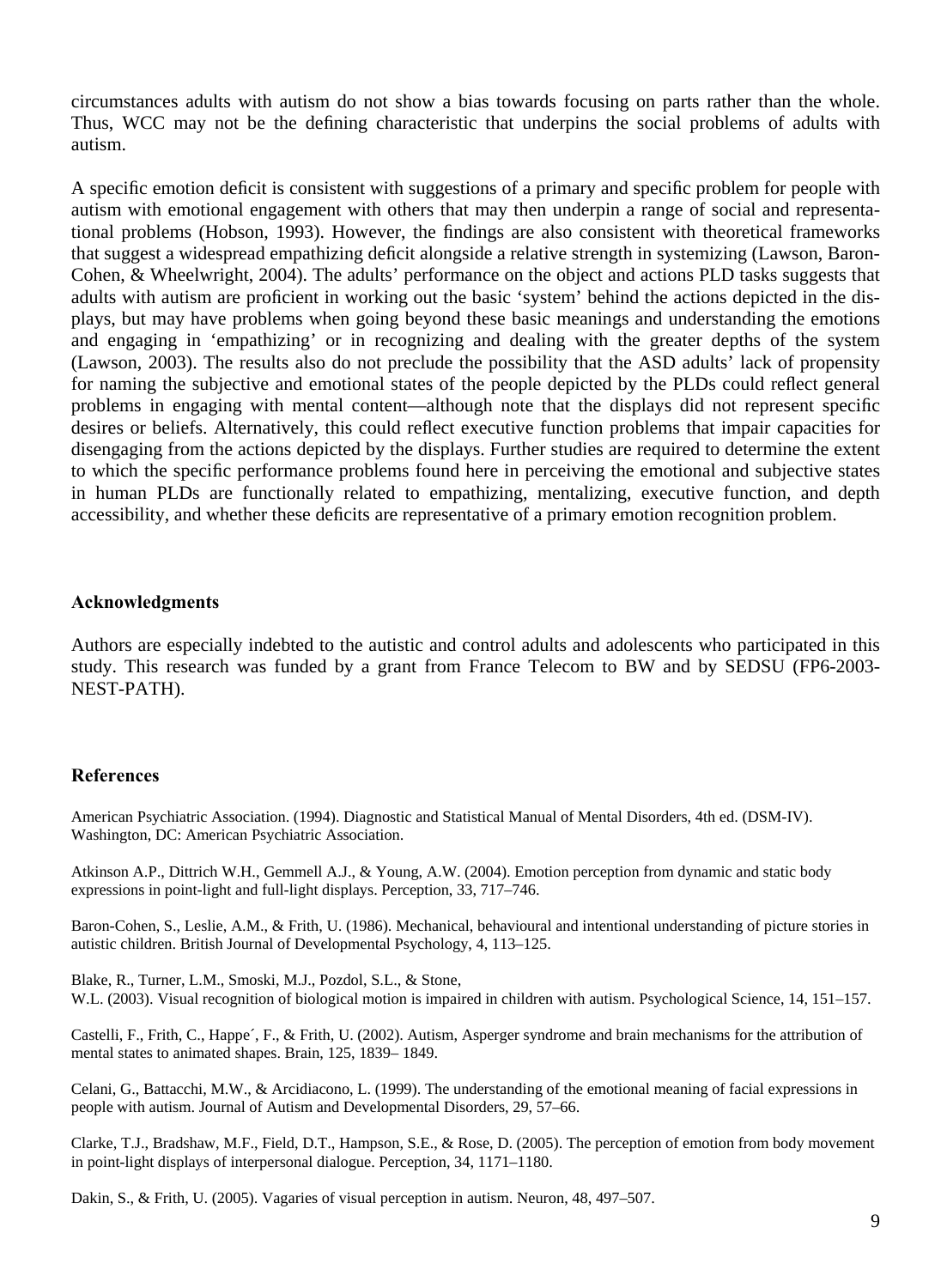circumstances adults with autism do not show a bias towards focusing on parts rather than the whole. Thus, WCC may not be the defining characteristic that underpins the social problems of adults with autism.

A specific emotion deficit is consistent with suggestions of a primary and specific problem for people with autism with emotional engagement with others that may then underpin a range of social and representational problems (Hobson, 1993). However, the findings are also consistent with theoretical frameworks that suggest a widespread empathizing deficit alongside a relative strength in systemizing (Lawson, Baron-Cohen, & Wheelwright, 2004). The adults' performance on the object and actions PLD tasks suggests that adults with autism are proficient in working out the basic 'system' behind the actions depicted in the displays, but may have problems when going beyond these basic meanings and understanding the emotions and engaging in 'empathizing' or in recognizing and dealing with the greater depths of the system (Lawson, 2003). The results also do not preclude the possibility that the ASD adults' lack of propensity for naming the subjective and emotional states of the people depicted by the PLDs could reflect general problems in engaging with mental content—although note that the displays did not represent specific desires or beliefs. Alternatively, this could reflect executive function problems that impair capacities for disengaging from the actions depicted by the displays. Further studies are required to determine the extent to which the specific performance problems found here in perceiving the emotional and subjective states in human PLDs are functionally related to empathizing, mentalizing, executive function, and depth accessibility, and whether these deficits are representative of a primary emotion recognition problem.

## Acknowledgments

Authors are especially indebted to the autistic and control adults and adolescents who participated in this study. This research was funded by a grant from France Telecom to BW and by SEDSU (FP6-2003-NEST-PATH).

## References

American Psychiatric Association. (1994). Diagnostic and Statistical Manual of Mental Disorders, 4th ed. (DSM-IV). Washington, DC: American Psychiatric Association.

Atkinson A.P., Dittrich W.H., Gemmell A.J., & Young, A.W. (2004). Emotion perception from dynamic and static body expressions in point-light and full-light displays. Perception, 33, 717–746.

Baron-Cohen, S., Leslie, A.M., & Frith, U. (1986). Mechanical, behavioural and intentional understanding of picture stories in autistic children. British Journal of Developmental Psychology, 4, 113–125.

Blake, R., Turner, L.M., Smoski, M.J., Pozdol, S.L., & Stone, W.L. (2003). Visual recognition of biological motion is impaired in children with autism. Psychological Science, 14, 151–157.

Castelli, F., Frith, C., Happe´, F., & Frith, U. (2002). Autism, Asperger syndrome and brain mechanisms for the attribution of mental states to animated shapes. Brain, 125, 1839– 1849.

Celani, G., Battacchi, M.W., & Arcidiacono, L. (1999). The understanding of the emotional meaning of facial expressions in people with autism. Journal of Autism and Developmental Disorders, 29, 57–66.

Clarke, T.J., Bradshaw, M.F., Field, D.T., Hampson, S.E., & Rose, D. (2005). The perception of emotion from body movement in point-light displays of interpersonal dialogue. Perception, 34, 1171–1180.

Dakin, S., & Frith, U. (2005). Vagaries of visual perception in autism. Neuron, 48, 497–507.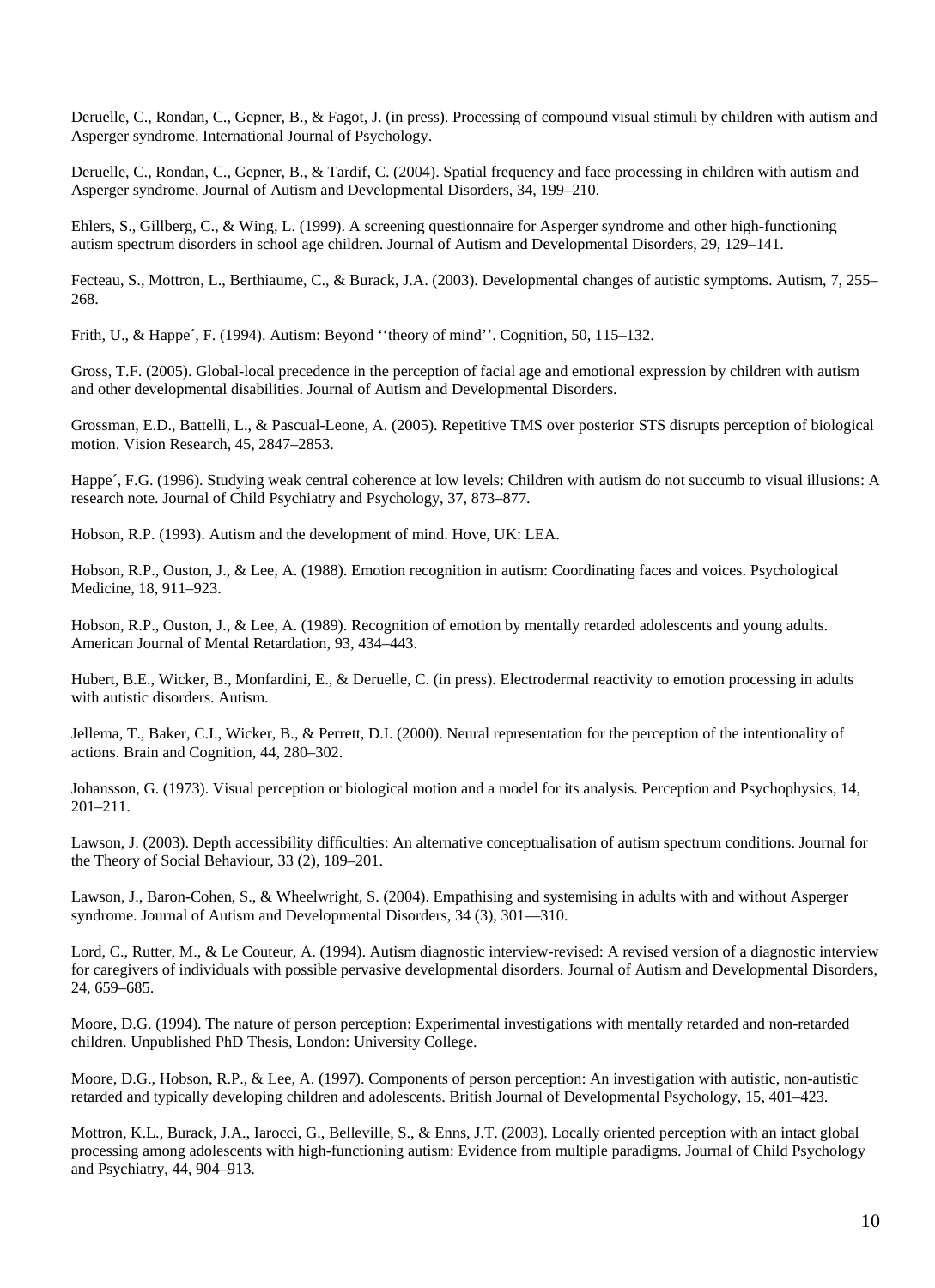Deruelle, C., Rondan, C., Gepner, B., & Fagot, J. (in press). Processing of compound visual stimuli by children with autism and Asperger syndrome. International Journal of Psychology.

Deruelle, C., Rondan, C., Gepner, B., & Tardif, C. (2004). Spatial frequency and face processing in children with autism and Asperger syndrome. Journal of Autism and Developmental Disorders, 34, 199–210.

Ehlers, S., Gillberg, C., & Wing, L. (1999). A screening questionnaire for Asperger syndrome and other high-functioning autism spectrum disorders in school age children. Journal of Autism and Developmental Disorders, 29, 129–141.

Fecteau, S., Mottron, L., Berthiaume, C., & Burack, J.A. (2003). Developmental changes of autistic symptoms. Autism, 7, 255–268.

Frith, U., & Happe´, F. (1994). Autism: Beyond ''theory of mind''. Cognition, 50, 115–132.

Gross, T.F. (2005). Global-local precedence in the perception of facial age and emotional expression by children with autism and other developmental disabilities. Journal of Autism and Developmental Disorders.

Grossman, E.D., Battelli, L., & Pascual-Leone, A. (2005). Repetitive TMS over posterior STS disrupts perception of biological motion. Vision Research, 45, 2847–2853.

Happe´, F.G. (1996). Studying weak central coherence at low levels: Children with autism do not succumb to visual illusions: A research note. Journal of Child Psychiatry and Psychology, 37, 873–877.

Hobson, R.P. (1993). Autism and the development of mind. Hove, UK: LEA.

Hobson, R.P., Ouston, J., & Lee, A. (1988). Emotion recognition in autism: Coordinating faces and voices. Psychological Medicine, 18, 911–923.

Hobson, R.P., Ouston, J., & Lee, A. (1989). Recognition of emotion by mentally retarded adolescents and young adults. American Journal of Mental Retardation, 93, 434–443.

Hubert, B.E., Wicker, B., Monfardini, E., & Deruelle, C. (in press). Electrodermal reactivity to emotion processing in adults with autistic disorders. Autism.

Jellema, T., Baker, C.I., Wicker, B., & Perrett, D.I. (2000). Neural representation for the perception of the intentionality of actions. Brain and Cognition, 44, 280–302.

Johansson, G. (1973). Visual perception or biological motion and a model for its analysis. Perception and Psychophysics, 14, 201–211.

Lawson, J. (2003). Depth accessibility difficulties: An alternative conceptualisation of autism spectrum conditions. Journal for the Theory of Social Behaviour, 33 (2), 189–201.

Lawson, J., Baron-Cohen, S., & Wheelwright, S. (2004). Empathising and systemising in adults with and without Asperger syndrome. Journal of Autism and Developmental Disorders, 34 (3), 301—310.

Lord, C., Rutter, M., & Le Couteur, A. (1994). Autism diagnostic interview-revised: A revised version of a diagnostic interview for caregivers of individuals with possible pervasive developmental disorders. Journal of Autism and Developmental Disorders, 24, 659–685.

Moore, D.G. (1994). The nature of person perception: Experimental investigations with mentally retarded and non-retarded children. Unpublished PhD Thesis, London: University College.

Moore, D.G., Hobson, R.P., & Lee, A. (1997). Components of person perception: An investigation with autistic, non-autistic retarded and typically developing children and adolescents. British Journal of Developmental Psychology, 15, 401–423.

Mottron, K.L., Burack, J.A., Iarocci, G., Belleville, S., & Enns, J.T. (2003). Locally oriented perception with an intact global processing among adolescents with high-functioning autism: Evidence from multiple paradigms. Journal of Child Psychology and Psychiatry, 44, 904–913.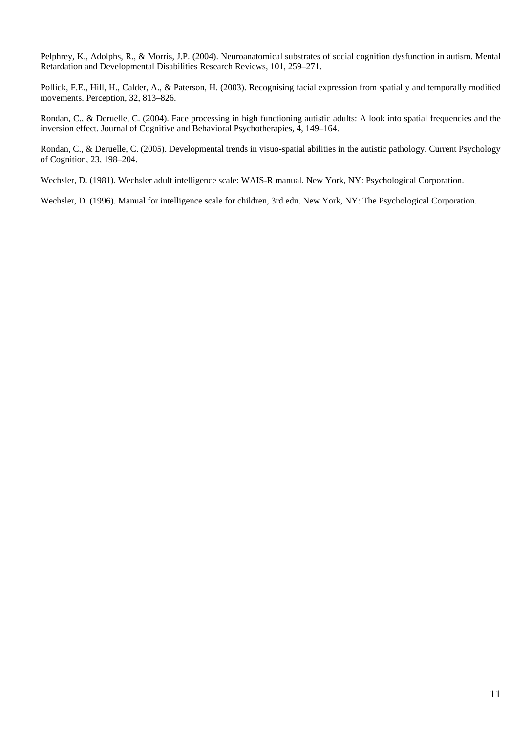Pelphrey, K., Adolphs, R., & Morris, J.P. (2004). Neuroanatomical substrates of social cognition dysfunction in autism. Mental Retardation and Developmental Disabilities Research Reviews, 101, 259–271.

Pollick, F.E., Hill, H., Calder, A., & Paterson, H. (2003). Recognising facial expression from spatially and temporally modified movements. Perception, 32, 813–826.

Rondan, C., & Deruelle, C. (2004). Face processing in high functioning autistic adults: A look into spatial frequencies and the inversion effect. Journal of Cognitive and Behavioral Psychotherapies, 4, 149–164.

Rondan, C., & Deruelle, C. (2005). Developmental trends in visuo-spatial abilities in the autistic pathology. Current Psychology of Cognition, 23, 198–204.

Wechsler, D. (1981). Wechsler adult intelligence scale: WAIS-R manual. New York, NY: Psychological Corporation.

Wechsler, D. (1996). Manual for intelligence scale for children, 3rd edn. New York, NY: The Psychological Corporation.